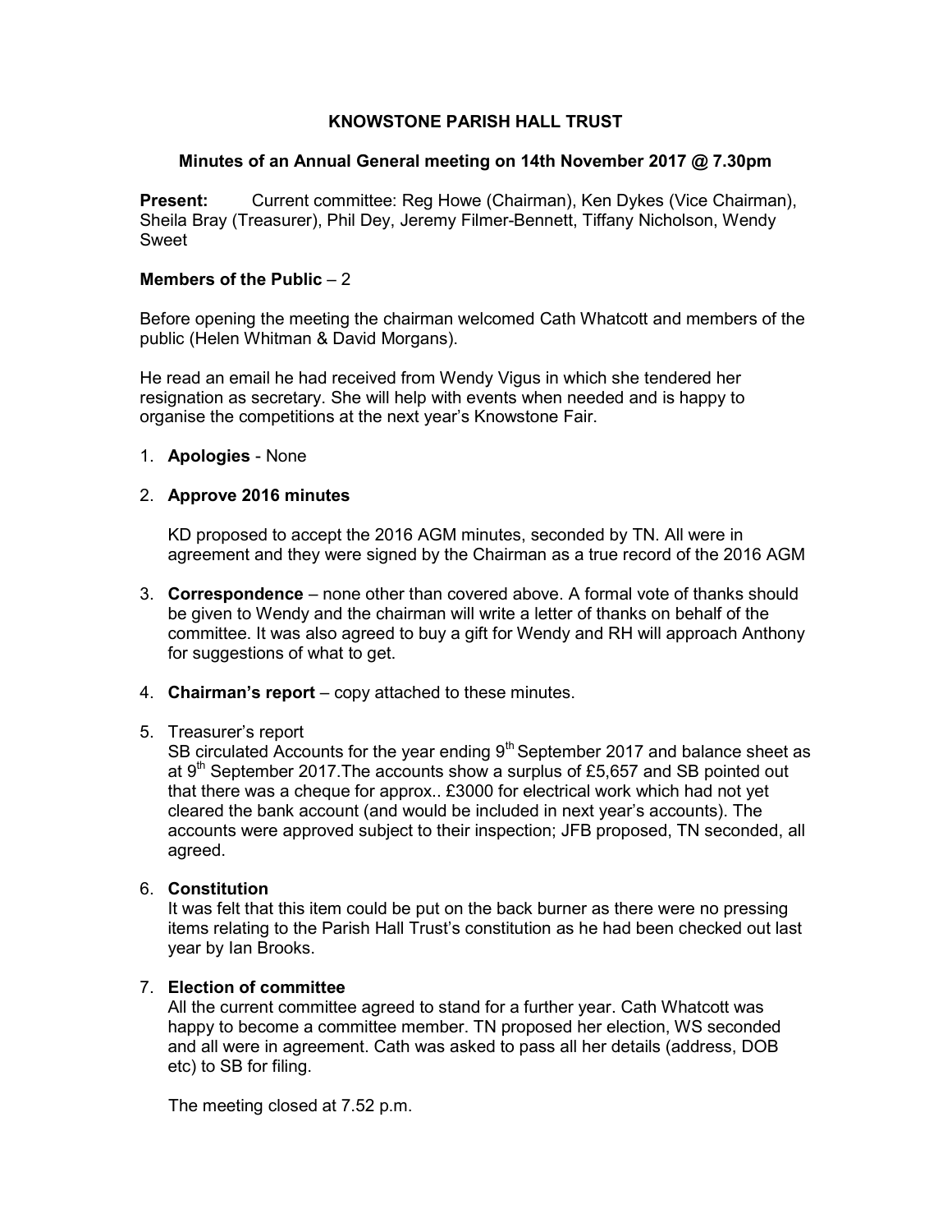# KNOWSTONE PARISH HALL TRUST

## Minutes of an Annual General meeting on 14th November 2017 @ 7.30pm

**Present:** Current committee: Reg Howe (Chairman), Ken Dykes (Vice Chairman), Sheila Bray (Treasurer), Phil Dey, Jeremy Filmer-Bennett, Tiffany Nicholson, Wendy Sweet

**Members of the Public** – 2

Before opening the meeting the chairman welcomed Cath Whatcott and members of the public (Helen Whitman & David Morgans).

He read an email he had received from Wendy Vigus in which she tendered her resignation as secretary. She will help with events when needed and is happy to organise the competitions at the next year's Knowstone Fair.

1. **Apologies** - None

2. **Approve 2016 minutes**

   KD proposed to accept the 2016 AGM minutes, seconded by TN. All were in agreement and they were signed by the Chairman as a true record of the 2016 AGM

3. **Correspondence** – none other than covered above. A formal vote of thanks should be given to Wendy and the chairman will write a letter of thanks on behalf of the committee. It was also agreed to buy a gift for Wendy and RH will approach Anthony for suggestions of what to get.

4. **Chairman's report** – copy attached to these minutes.

5. Treasurer's report

   SB circulated Accounts for the year ending 9th September 2017 and balance sheet as at 9th September 2017.The accounts show a surplus of £5,657 and SB pointed out that there was a cheque for approx.. £3000 for electrical work which had not yet cleared the bank account (and would be included in next year's accounts). The accounts were approved subject to their inspection; JFB proposed, TN seconded, all agreed.

6. **Constitution**

   It was felt that this item could be put on the back burner as there were no pressing items relating to the Parish Hall Trust's constitution as he had been checked out last year by Ian Brooks.

7. **Election of committee**

   All the current committee agreed to stand for a further year. Cath Whatcott was happy to become a committee member. TN proposed her election, WS seconded and all were in agreement. Cath was asked to pass all her details (address, DOB etc) to SB for filing.

   The meeting closed at 7.52 p.m.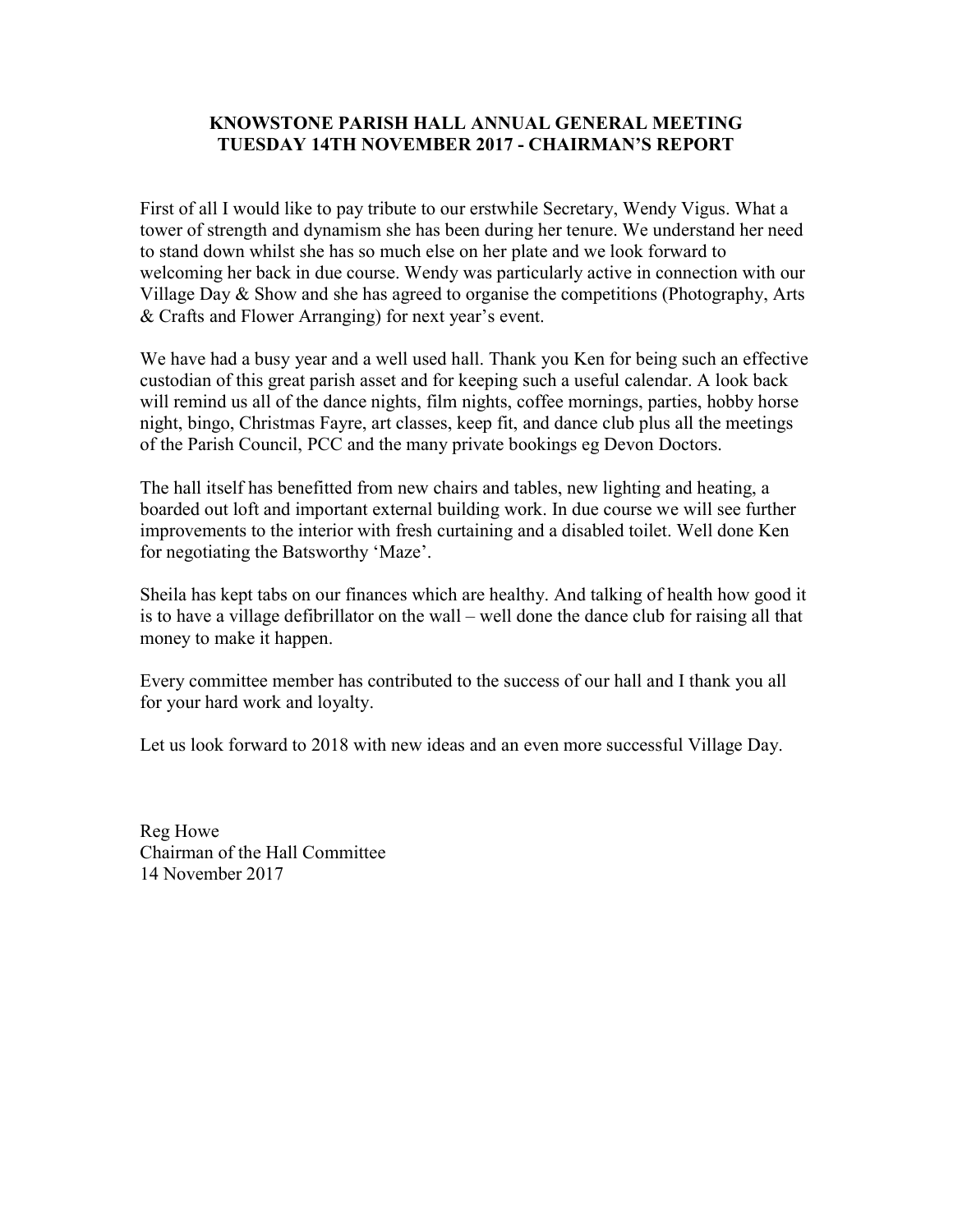# KNOWSTONE PARISH HALL ANNUAL GENERAL MEETING TUESDAY 14TH NOVEMBER 2017 - CHAIRMAN'S REPORT

First of all I would like to pay tribute to our erstwhile Secretary, Wendy Vigus. What a tower of strength and dynamism she has been during her tenure. We understand her need to stand down whilst she has so much else on her plate and we look forward to welcoming her back in due course. Wendy was particularly active in connection with our Village Day & Show and she has agreed to organise the competitions (Photography, Arts & Crafts and Flower Arranging) for next year's event.

We have had a busy year and a well used hall. Thank you Ken for being such an effective custodian of this great parish asset and for keeping such a useful calendar. A look back will remind us all of the dance nights, film nights, coffee mornings, parties, hobby horse night, bingo, Christmas Fayre, art classes, keep fit, and dance club plus all the meetings of the Parish Council, PCC and the many private bookings eg Devon Doctors.

The hall itself has benefitted from new chairs and tables, new lighting and heating, a boarded out loft and important external building work. In due course we will see further improvements to the interior with fresh curtaining and a disabled toilet. Well done Ken for negotiating the Batsworthy 'Maze'.

Sheila has kept tabs on our finances which are healthy. And talking of health how good it is to have a village defibrillator on the wall – well done the dance club for raising all that money to make it happen.

Every committee member has contributed to the success of our hall and I thank you all for your hard work and loyalty.

Let us look forward to 2018 with new ideas and an even more successful Village Day.

Reg Howe
Chairman of the Hall Committee
14 November 2017